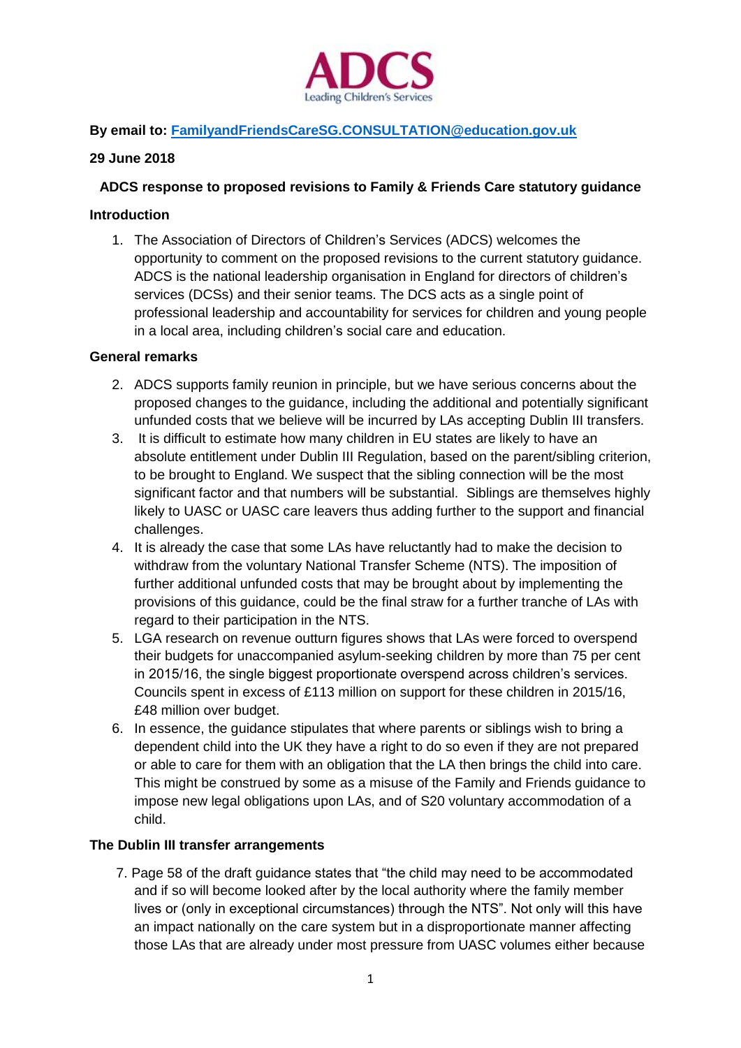ADCS Leading Children's Services

**By email to: [FamilyandFriendsCareSG.CONSULTATION@education.gov.uk](mailto:FamilyandFriendsCareSG.CONSULTATION@education.gov.uk)**

**29 June 2018**

**ADCS response to proposed revisions to Family & Friends Care statutory guidance**

**Introduction**

1. The Association of Directors of Children's Services (ADCS) welcomes the opportunity to comment on the proposed revisions to the current statutory guidance. ADCS is the national leadership organisation in England for directors of children's services (DCSs) and their senior teams. The DCS acts as a single point of professional leadership and accountability for services for children and young people in a local area, including children's social care and education.

**General remarks**

2. ADCS supports family reunion in principle, but we have serious concerns about the proposed changes to the guidance, including the additional and potentially significant unfunded costs that we believe will be incurred by LAs accepting Dublin III transfers.
3. It is difficult to estimate how many children in EU states are likely to have an absolute entitlement under Dublin III Regulation, based on the parent/sibling criterion, to be brought to England. We suspect that the sibling connection will be the most significant factor and that numbers will be substantial. Siblings are themselves highly likely to UASC or UASC care leavers thus adding further to the support and financial challenges.
4. It is already the case that some LAs have reluctantly had to make the decision to withdraw from the voluntary National Transfer Scheme (NTS). The imposition of further additional unfunded costs that may be brought about by implementing the provisions of this guidance, could be the final straw for a further tranche of LAs with regard to their participation in the NTS.
5. LGA research on revenue outturn figures shows that LAs were forced to overspend their budgets for unaccompanied asylum-seeking children by more than 75 per cent in 2015/16, the single biggest proportionate overspend across children's services. Councils spent in excess of £113 million on support for these children in 2015/16, £48 million over budget.
6. In essence, the guidance stipulates that where parents or siblings wish to bring a dependent child into the UK they have a right to do so even if they are not prepared or able to care for them with an obligation that the LA then brings the child into care. This might be construed by some as a misuse of the Family and Friends guidance to impose new legal obligations upon LAs, and of S20 voluntary accommodation of a child.

**The Dublin III transfer arrangements**

7. Page 58 of the draft guidance states that "the child may need to be accommodated and if so will become looked after by the local authority where the family member lives or (only in exceptional circumstances) through the NTS". Not only will this have an impact nationally on the care system but in a disproportionate manner affecting those LAs that are already under most pressure from UASC volumes either because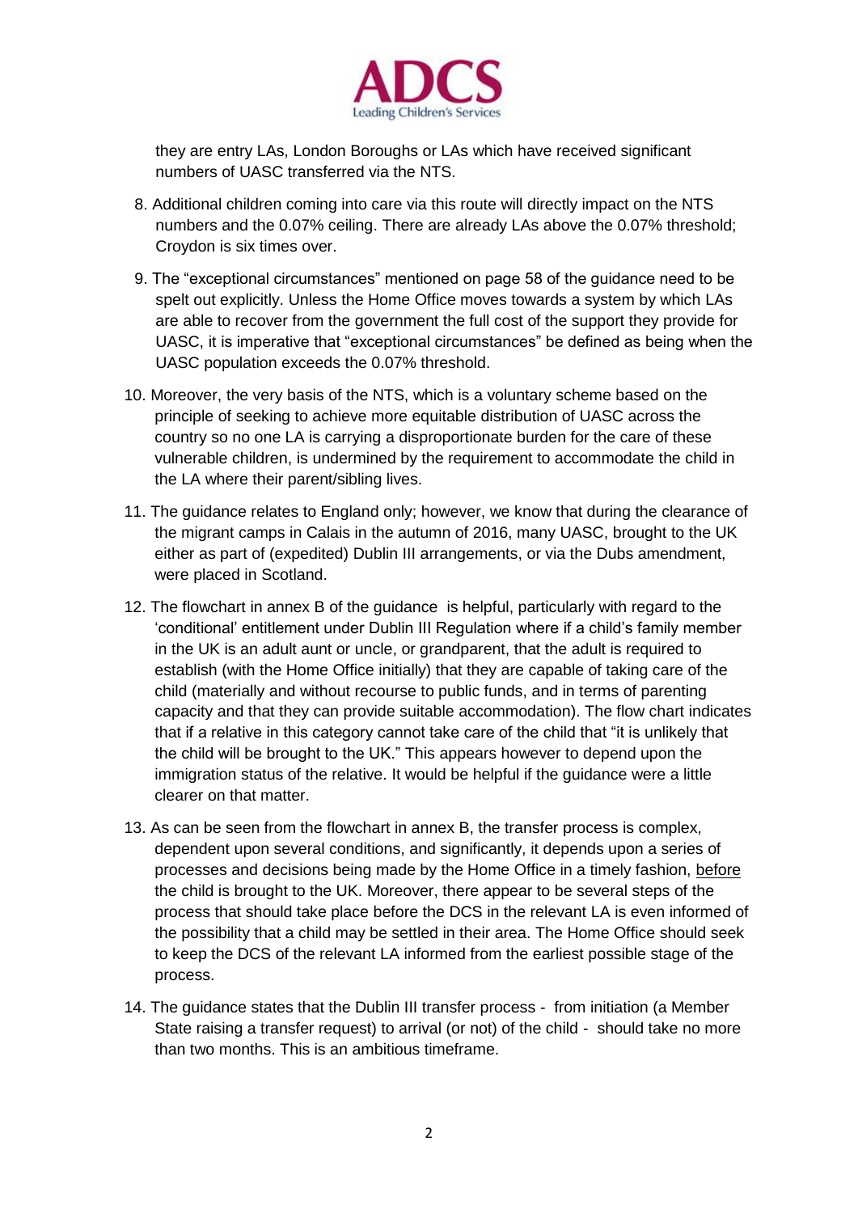they are entry LAs, London Boroughs or LAs which have received significant numbers of UASC transferred via the NTS.

8. Additional children coming into care via this route will directly impact on the NTS numbers and the 0.07% ceiling. There are already LAs above the 0.07% threshold; Croydon is six times over.

9. The "exceptional circumstances" mentioned on page 58 of the guidance need to be spelt out explicitly. Unless the Home Office moves towards a system by which LAs are able to recover from the government the full cost of the support they provide for UASC, it is imperative that "exceptional circumstances" be defined as being when the UASC population exceeds the 0.07% threshold.

10. Moreover, the very basis of the NTS, which is a voluntary scheme based on the principle of seeking to achieve more equitable distribution of UASC across the country so no one LA is carrying a disproportionate burden for the care of these vulnerable children, is undermined by the requirement to accommodate the child in the LA where their parent/sibling lives.

11. The guidance relates to England only; however, we know that during the clearance of the migrant camps in Calais in the autumn of 2016, many UASC, brought to the UK either as part of (expedited) Dublin III arrangements, or via the Dubs amendment, were placed in Scotland.

12. The flowchart in annex B of the guidance is helpful, particularly with regard to the 'conditional' entitlement under Dublin III Regulation where if a child's family member in the UK is an adult aunt or uncle, or grandparent, that the adult is required to establish (with the Home Office initially) that they are capable of taking care of the child (materially and without recourse to public funds, and in terms of parenting capacity and that they can provide suitable accommodation). The flow chart indicates that if a relative in this category cannot take care of the child that "it is unlikely that the child will be brought to the UK." This appears however to depend upon the immigration status of the relative. It would be helpful if the guidance were a little clearer on that matter.

13. As can be seen from the flowchart in annex B, the transfer process is complex, dependent upon several conditions, and significantly, it depends upon a series of processes and decisions being made by the Home Office in a timely fashion, <u>before</u> the child is brought to the UK. Moreover, there appear to be several steps of the process that should take place before the DCS in the relevant LA is even informed of the possibility that a child may be settled in their area. The Home Office should seek to keep the DCS of the relevant LA informed from the earliest possible stage of the process.

14. The guidance states that the Dublin III transfer process - from initiation (a Member State raising a transfer request) to arrival (or not) of the child - should take no more than two months. This is an ambitious timeframe.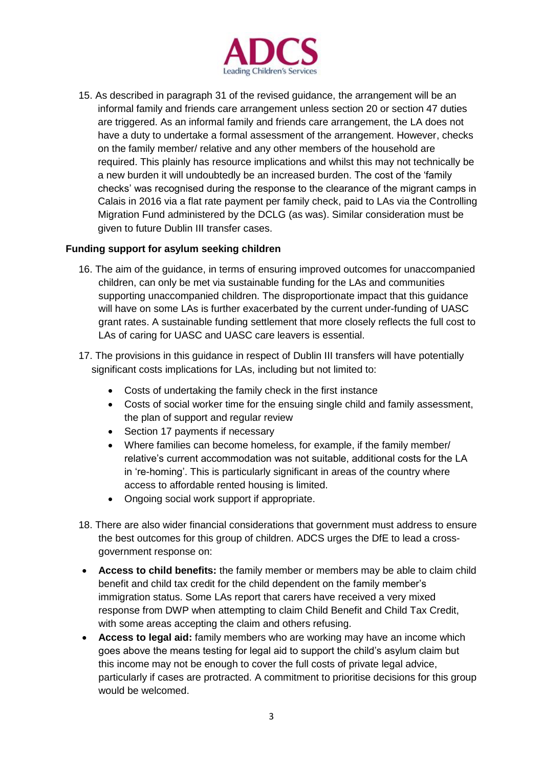15. As described in paragraph 31 of the revised guidance, the arrangement will be an informal family and friends care arrangement unless section 20 or section 47 duties are triggered. As an informal family and friends care arrangement, the LA does not have a duty to undertake a formal assessment of the arrangement. However, checks on the family member/ relative and any other members of the household are required. This plainly has resource implications and whilst this may not technically be a new burden it will undoubtedly be an increased burden. The cost of the 'family checks' was recognised during the response to the clearance of the migrant camps in Calais in 2016 via a flat rate payment per family check, paid to LAs via the Controlling Migration Fund administered by the DCLG (as was). Similar consideration must be given to future Dublin III transfer cases.

**Funding support for asylum seeking children**

16. The aim of the guidance, in terms of ensuring improved outcomes for unaccompanied children, can only be met via sustainable funding for the LAs and communities supporting unaccompanied children. The disproportionate impact that this guidance will have on some LAs is further exacerbated by the current under-funding of UASC grant rates. A sustainable funding settlement that more closely reflects the full cost to LAs of caring for UASC and UASC care leavers is essential.

17. The provisions in this guidance in respect of Dublin III transfers will have potentially significant costs implications for LAs, including but not limited to:

    - Costs of undertaking the family check in the first instance
    - Costs of social worker time for the ensuing single child and family assessment, the plan of support and regular review
    - Section 17 payments if necessary
    - Where families can become homeless, for example, if the family member/ relative's current accommodation was not suitable, additional costs for the LA in 're-homing'. This is particularly significant in areas of the country where access to affordable rented housing is limited.
    - Ongoing social work support if appropriate.

18. There are also wider financial considerations that government must address to ensure the best outcomes for this group of children. ADCS urges the DfE to lead a cross-government response on:

- **Access to child benefits:** the family member or members may be able to claim child benefit and child tax credit for the child dependent on the family member's immigration status. Some LAs report that carers have received a very mixed response from DWP when attempting to claim Child Benefit and Child Tax Credit, with some areas accepting the claim and others refusing.
- **Access to legal aid:** family members who are working may have an income which goes above the means testing for legal aid to support the child's asylum claim but this income may not be enough to cover the full costs of private legal advice, particularly if cases are protracted. A commitment to prioritise decisions for this group would be welcomed.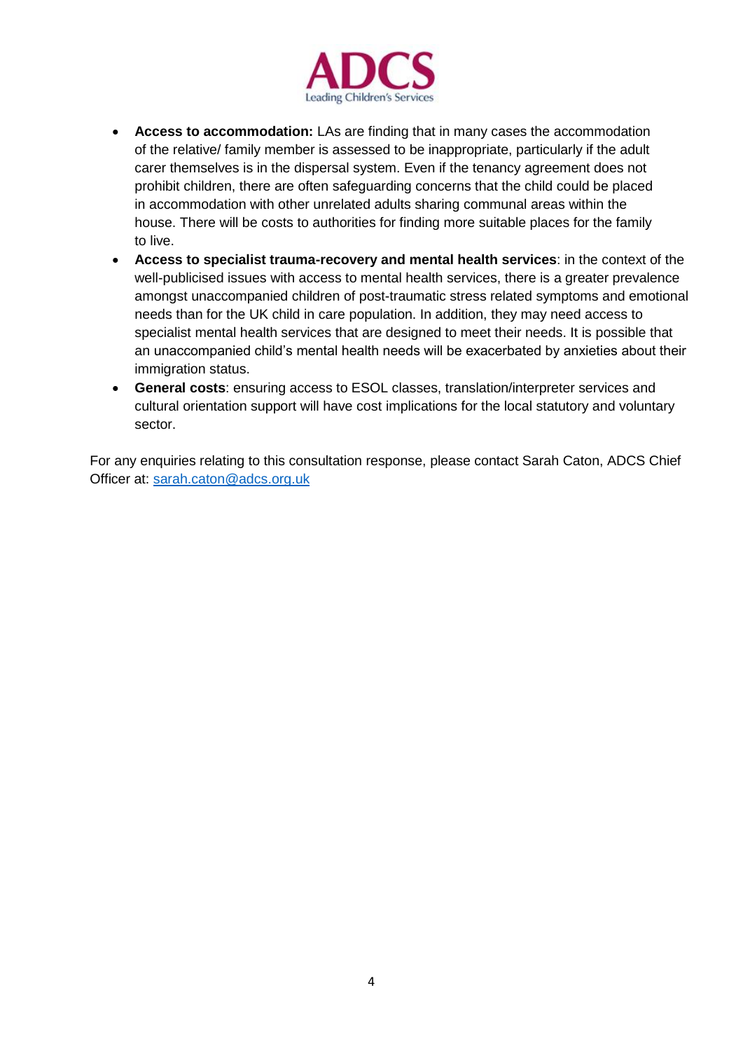- **Access to accommodation:** LAs are finding that in many cases the accommodation of the relative/ family member is assessed to be inappropriate, particularly if the adult carer themselves is in the dispersal system. Even if the tenancy agreement does not prohibit children, there are often safeguarding concerns that the child could be placed in accommodation with other unrelated adults sharing communal areas within the house. There will be costs to authorities for finding more suitable places for the family to live.
- **Access to specialist trauma-recovery and mental health services**: in the context of the well-publicised issues with access to mental health services, there is a greater prevalence amongst unaccompanied children of post-traumatic stress related symptoms and emotional needs than for the UK child in care population. In addition, they may need access to specialist mental health services that are designed to meet their needs. It is possible that an unaccompanied child's mental health needs will be exacerbated by anxieties about their immigration status.
- **General costs**: ensuring access to ESOL classes, translation/interpreter services and cultural orientation support will have cost implications for the local statutory and voluntary sector.

For any enquiries relating to this consultation response, please contact Sarah Caton, ADCS Chief Officer at: sarah.caton@adcs.org.uk